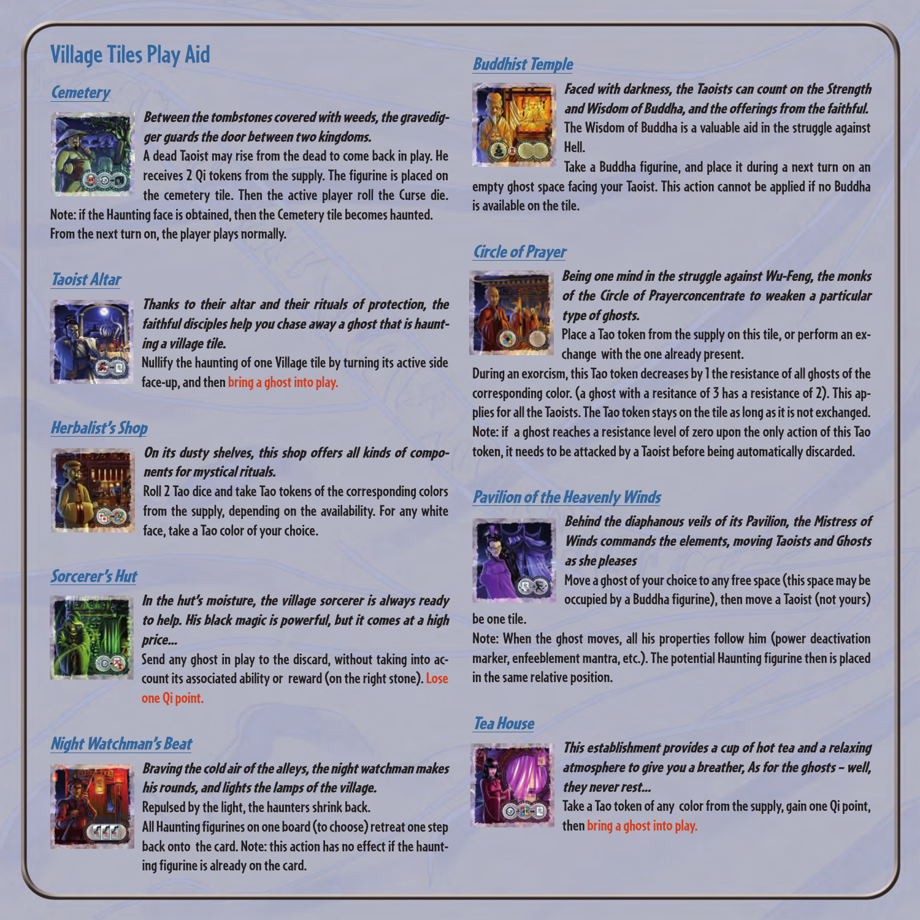# Village Tiles Play Aid

## *Cemetery*

***Between the tombstones covered with weeds, the gravedigger guards the door between two kingdoms.***

A dead Taoist may rise from the dead to come back in play. He receives 2 Qi tokens from the supply. The figurine is placed on the cemetery tile. Then the active player roll the Curse die.

Note: if the Haunting face is obtained, then the Cemetery tile becomes haunted. From the next turn on, the player plays normally.

## *Taoist Altar*

***Thanks to their altar and their rituals of protection, the faithful disciples help you chase away a ghost that is haunting a village tile.***

Nullify the haunting of one Village tile by turning its active side face-up, and then bring a ghost into play.

## *Herbalist's Shop*

***On its dusty shelves, this shop offers all kinds of components for mystical rituals.***

Roll 2 Tao dice and take Tao tokens of the corresponding colors from the supply, depending on the availability. For any white face, take a Tao color of your choice.

## *Sorcerer's Hut*

***In the hut's moisture, the village sorcerer is always ready to help. His black magic is powerful, but it comes at a high price...***

Send any ghost in play to the discard, without taking into account its associated ability or reward (on the right stone). Lose one Qi point.

## *Night Watchman's Beat*

***Braving the cold air of the alleys, the night watchman makes his rounds, and lights the lamps of the village.***

Repulsed by the light, the haunters shrink back.

All Haunting figurines on one board (to choose) retreat one step back onto the card. Note: this action has no effect if the haunting figurine is already on the card.

## *Buddhist Temple*

***Faced with darkness, the Taoists can count on the Strength and Wisdom of Buddha, and the offerings from the faithful.***

The Wisdom of Buddha is a valuable aid in the struggle against Hell.

Take a Buddha figurine, and place it during a next turn on an empty ghost space facing your Taoist. This action cannot be applied if no Buddha is available on the tile.

## *Circle of Prayer*

***Being one mind in the struggle against Wu-Feng, the monks of the Circle of Prayerconcentrate to weaken a particular type of ghosts.***

Place a Tao token from the supply on this tile, or perform an exchange with the one already present.

During an exorcism, this Tao token decreases by 1 the resistance of all ghosts of the corresponding color. (a ghost with a resitance of 3 has a resistance of 2). This applies for all the Taoists. The Tao token stays on the tile as long as it is not exchanged.

Note: if a ghost reaches a resistance level of zero upon the only action of this Tao token, it needs to be attacked by a Taoist before being automatically discarded.

## *Pavilion of the Heavenly Winds*

***Behind the diaphanous veils of its Pavilion, the Mistress of Winds commands the elements, moving Taoists and Ghosts as she pleases***

Move a ghost of your choice to any free space (this space may be occupied by a Buddha figurine), then move a Taoist (not yours) be one tile.

Note: When the ghost moves, all his properties follow him (power deactivation marker, enfeeblement mantra, etc.). The potential Haunting figurine then is placed in the same relative position.

## *Tea House*

***This establishment provides a cup of hot tea and a relaxing atmosphere to give you a breather, As for the ghosts – well, they never rest...***

Take a Tao token of any color from the supply, gain one Qi point, then bring a ghost into play.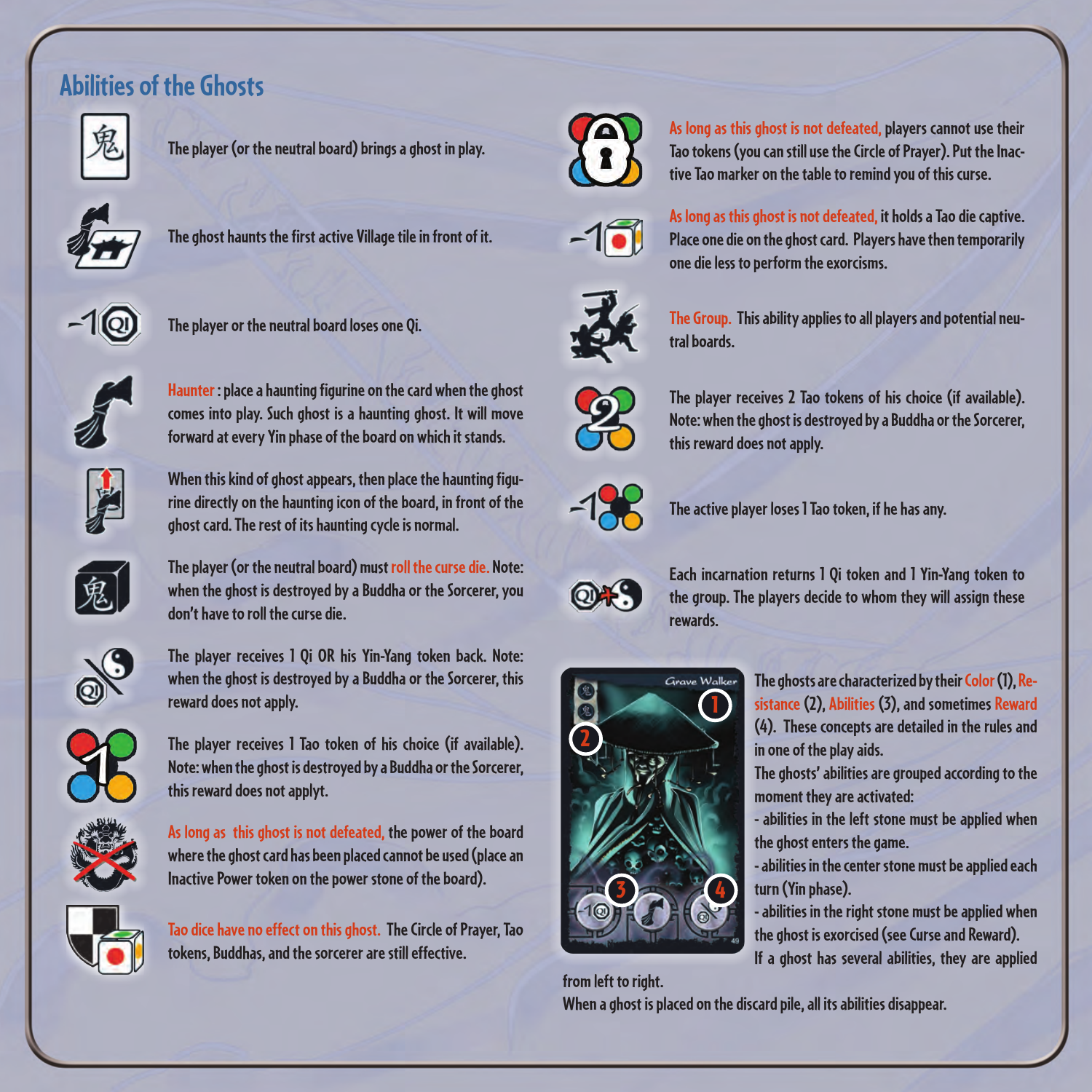## Abilities of the Ghosts

The player (or the neutral board) brings a ghost in play.

The ghost haunts the first active Village tile in front of it.

The player or the neutral board loses one Qi.

Haunter : place a haunting figurine on the card when the ghost comes into play. Such ghost is a haunting ghost. It will move forward at every Yin phase of the board on which it stands.

When this kind of ghost appears, then place the haunting figurine directly on the haunting icon of the board, in front of the ghost card. The rest of its haunting cycle is normal.

The player (or the neutral board) must roll the curse die. Note: when the ghost is destroyed by a Buddha or the Sorcerer, you don't have to roll the curse die.

The player receives 1 Qi OR his Yin-Yang token back. Note: when the ghost is destroyed by a Buddha or the Sorcerer, this reward does not apply.

The player receives 1 Tao token of his choice (if available). Note: when the ghost is destroyed by a Buddha or the Sorcerer, this reward does not applyt.

As long as this ghost is not defeated, the power of the board where the ghost card has been placed cannot be used (place an Inactive Power token on the power stone of the board).

Tao dice have no effect on this ghost. The Circle of Prayer, Tao tokens, Buddhas, and the sorcerer are still effective.

As long as this ghost is not defeated, players cannot use their Tao tokens (you can still use the Circle of Prayer). Put the Inactive Tao marker on the table to remind you of this curse.

As long as this ghost is not defeated, it holds a Tao die captive. Place one die on the ghost card. Players have then temporarily one die less to perform the exorcisms.

The Group. This ability applies to all players and potential neutral boards.

The player receives 2 Tao tokens of his choice (if available). Note: when the ghost is destroyed by a Buddha or the Sorcerer, this reward does not apply.

The active player loses 1 Tao token, if he has any.

Each incarnation returns 1 Qi token and 1 Yin-Yang token to the group. The players decide to whom they will assign these rewards.

The ghosts are characterized by their Color (1), Resistance (2), Abilities (3), and sometimes Reward (4). These concepts are detailed in the rules and in one of the play aids.

The ghosts' abilities are grouped according to the moment they are activated:

- abilities in the left stone must be applied when the ghost enters the game.
- abilities in the center stone must be applied each turn (Yin phase).
- abilities in the right stone must be applied when the ghost is exorcised (see Curse and Reward).

If a ghost has several abilities, they are applied from left to right.

When a ghost is placed on the discard pile, all its abilities disappear.